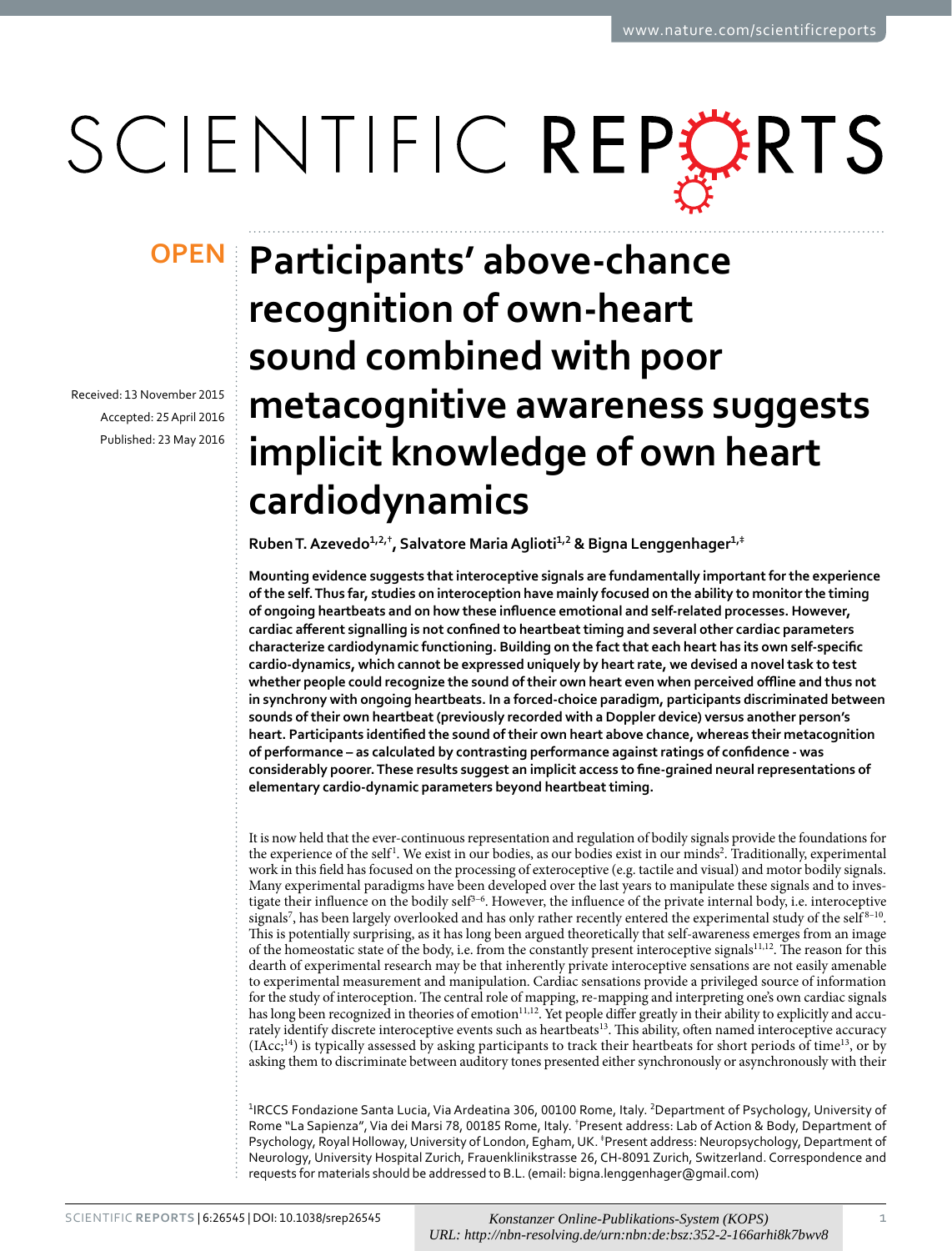OPEN

# Participants' above-chance recognition of own-heart sound combined with poor metacognitive awareness suggests implicit knowledge of own heart cardiodynamics

Received: 13 November 2015
Accepted: 25 April 2016
Published: 23 May 2016

**Ruben T. Azevedo[1,2,†], Salvatore Maria Aglioti[1,2] & Bigna Lenggenhager[1,‡]**

**Mounting evidence suggests that interoceptive signals are fundamentally important for the experience of the self. Thus far, studies on interoception have mainly focused on the ability to monitor the timing of ongoing heartbeats and on how these influence emotional and self-related processes. However, cardiac afferent signalling is not confined to heartbeat timing and several other cardiac parameters characterize cardiodynamic functioning. Building on the fact that each heart has its own self-specific cardio-dynamics, which cannot be expressed uniquely by heart rate, we devised a novel task to test whether people could recognize the sound of their own heart even when perceived offline and thus not in synchrony with ongoing heartbeats. In a forced-choice paradigm, participants discriminated between sounds of their own heartbeat (previously recorded with a Doppler device) versus another person's heart. Participants identified the sound of their own heart above chance, whereas their metacognition of performance – as calculated by contrasting performance against ratings of confidence - was considerably poorer. These results suggest an implicit access to fine-grained neural representations of elementary cardio-dynamic parameters beyond heartbeat timing.**

It is now held that the ever-continuous representation and regulation of bodily signals provide the foundations for the experience of the self[1]. We exist in our bodies, as our bodies exist in our minds[2]. Traditionally, experimental work in this field has focused on the processing of exteroceptive (e.g. tactile and visual) and motor bodily signals. Many experimental paradigms have been developed over the last years to manipulate these signals and to investigate their influence on the bodily self[3–6]. However, the influence of the private internal body, i.e. interoceptive signals[7], has been largely overlooked and has only rather recently entered the experimental study of the self[8–10]. This is potentially surprising, as it has long been argued theoretically that self-awareness emerges from an image of the homeostatic state of the body, i.e. from the constantly present interoceptive signals[11,12]. The reason for this dearth of experimental research may be that inherently private interoceptive sensations are not easily amenable to experimental measurement and manipulation. Cardiac sensations provide a privileged source of information for the study of interoception. The central role of mapping, re-mapping and interpreting one's own cardiac signals has long been recognized in theories of emotion[11,12]. Yet people differ greatly in their ability to explicitly and accurately identify discrete interoceptive events such as heartbeats[13]. This ability, often named interoceptive accuracy (IAcc;[14]) is typically assessed by asking participants to track their heartbeats for short periods of time[13], or by asking them to discriminate between auditory tones presented either synchronously or asynchronously with their

[1]IRCCS Fondazione Santa Lucia, Via Ardeatina 306, 00100 Rome, Italy. [2]Department of Psychology, University of Rome "La Sapienza", Via dei Marsi 78, 00185 Rome, Italy. [†]Present address: Lab of Action & Body, Department of Psychology, Royal Holloway, University of London, Egham, UK. [‡]Present address: Neuropsychology, Department of Neurology, University Hospital Zurich, Frauenklinikstrasse 26, CH-8091 Zurich, Switzerland. Correspondence and requests for materials should be addressed to B.L. (email: bigna.lenggenhager@gmail.com)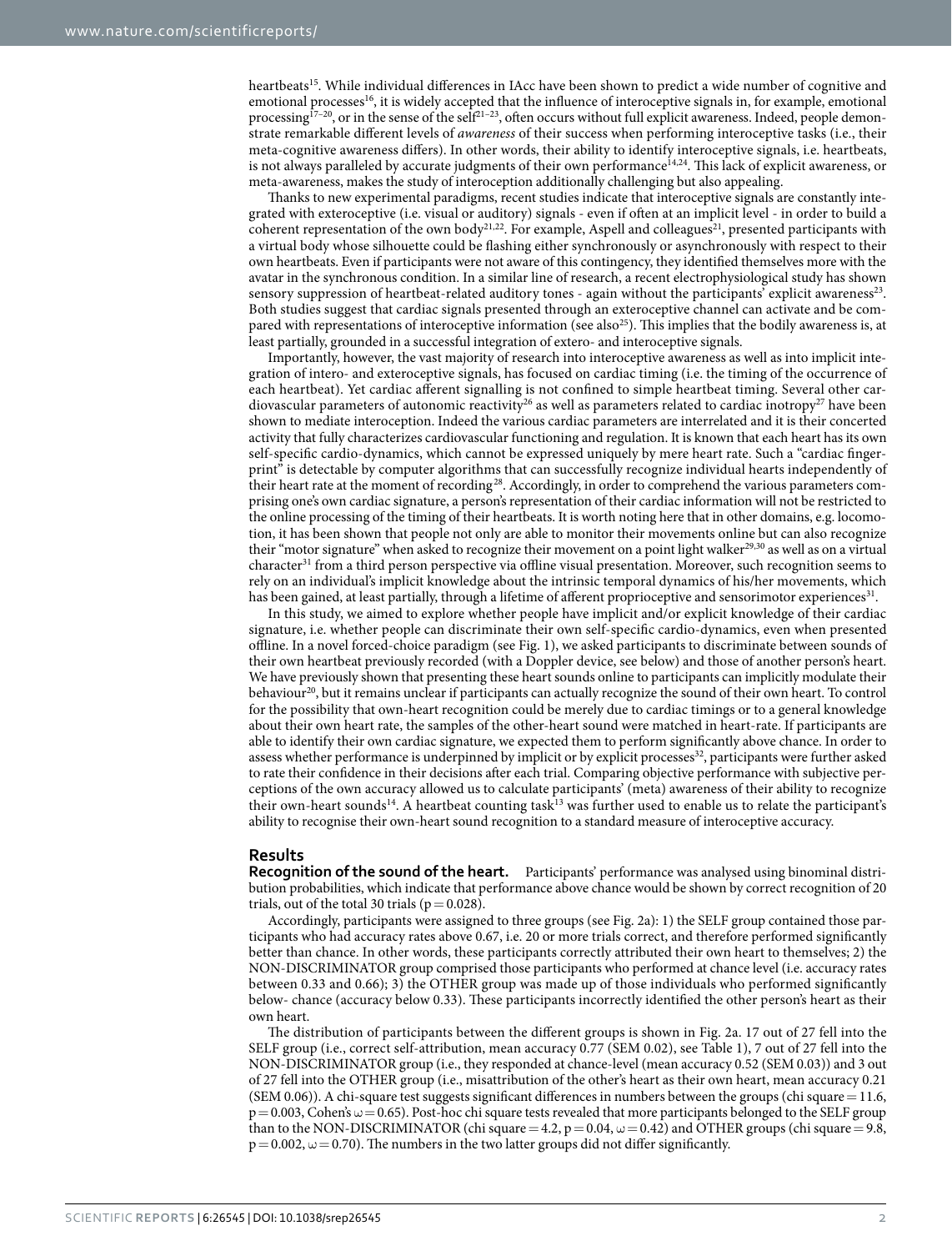heartbeats[15]. While individual differences in IAcc have been shown to predict a wide number of cognitive and emotional processes[16], it is widely accepted that the influence of interoceptive signals in, for example, emotional processing[17–20], or in the sense of the self[21–23], often occurs without full explicit awareness. Indeed, people demonstrate remarkable different levels of *awareness* of their success when performing interoceptive tasks (i.e., their meta-cognitive awareness differs). In other words, their ability to identify interoceptive signals, i.e. heartbeats, is not always paralleled by accurate judgments of their own performance[14,24]. This lack of explicit awareness, or meta-awareness, makes the study of interoception additionally challenging but also appealing.

Thanks to new experimental paradigms, recent studies indicate that interoceptive signals are constantly integrated with exteroceptive (i.e. visual or auditory) signals - even if often at an implicit level - in order to build a coherent representation of the own body[21,22]. For example, Aspell and colleagues[21], presented participants with a virtual body whose silhouette could be flashing either synchronously or asynchronously with respect to their own heartbeats. Even if participants were not aware of this contingency, they identified themselves more with the avatar in the synchronous condition. In a similar line of research, a recent electrophysiological study has shown sensory suppression of heartbeat-related auditory tones - again without the participants' explicit awareness[23]. Both studies suggest that cardiac signals presented through an exteroceptive channel can activate and be compared with representations of interoceptive information (see also[25]). This implies that the bodily awareness is, at least partially, grounded in a successful integration of extero- and interoceptive signals.

Importantly, however, the vast majority of research into interoceptive awareness as well as into implicit integration of intero- and exteroceptive signals, has focused on cardiac timing (i.e. the timing of the occurrence of each heartbeat). Yet cardiac afferent signalling is not confined to simple heartbeat timing. Several other cardiovascular parameters of autonomic reactivity[26] as well as parameters related to cardiac inotropy[27] have been shown to mediate interoception. Indeed the various cardiac parameters are interrelated and it is their concerted activity that fully characterizes cardiovascular functioning and regulation. It is known that each heart has its own self-specific cardio-dynamics, which cannot be expressed uniquely by mere heart rate. Such a "cardiac fingerprint" is detectable by computer algorithms that can successfully recognize individual hearts independently of their heart rate at the moment of recording[28]. Accordingly, in order to comprehend the various parameters comprising one's own cardiac signature, a person's representation of their cardiac information will not be restricted to the online processing of the timing of their heartbeats. It is worth noting here that in other domains, e.g. locomotion, it has been shown that people not only are able to monitor their movements online but can also recognize their "motor signature" when asked to recognize their movement on a point light walker[29,30] as well as on a virtual character[31] from a third person perspective via offline visual presentation. Moreover, such recognition seems to rely on an individual's implicit knowledge about the intrinsic temporal dynamics of his/her movements, which has been gained, at least partially, through a lifetime of afferent proprioceptive and sensorimotor experiences[31].

In this study, we aimed to explore whether people have implicit and/or explicit knowledge of their cardiac signature, i.e. whether people can discriminate their own self-specific cardio-dynamics, even when presented offline. In a novel forced-choice paradigm (see Fig. 1), we asked participants to discriminate between sounds of their own heartbeat previously recorded (with a Doppler device, see below) and those of another person's heart. We have previously shown that presenting these heart sounds online to participants can implicitly modulate their behaviour[20], but it remains unclear if participants can actually recognize the sound of their own heart. To control for the possibility that own-heart recognition could be merely due to cardiac timings or to a general knowledge about their own heart rate, the samples of the other-heart sound were matched in heart-rate. If participants are able to identify their own cardiac signature, we expected them to perform significantly above chance. In order to assess whether performance is underpinned by implicit or by explicit processes[32], participants were further asked to rate their confidence in their decisions after each trial. Comparing objective performance with subjective perceptions of the own accuracy allowed us to calculate participants' (meta) awareness of their ability to recognize their own-heart sounds[14]. A heartbeat counting task[13] was further used to enable us to relate the participant's ability to recognise their own-heart sound recognition to a standard measure of interoceptive accuracy.

## Results

**Recognition of the sound of the heart.** Participants' performance was analysed using binominal distribution probabilities, which indicate that performance above chance would be shown by correct recognition of 20 trials, out of the total 30 trials ($p = 0.028$).

Accordingly, participants were assigned to three groups (see Fig. 2a): 1) the SELF group contained those participants who had accuracy rates above 0.67, i.e. 20 or more trials correct, and therefore performed significantly better than chance. In other words, these participants correctly attributed their own heart to themselves; 2) the NON-DISCRIMINATOR group comprised those participants who performed at chance level (i.e. accuracy rates between 0.33 and 0.66); 3) the OTHER group was made up of those individuals who performed significantly below- chance (accuracy below 0.33). These participants incorrectly identified the other person's heart as their own heart.

The distribution of participants between the different groups is shown in Fig. 2a. 17 out of 27 fell into the SELF group (i.e., correct self-attribution, mean accuracy 0.77 (SEM 0.02), see Table 1), 7 out of 27 fell into the NON-DISCRIMINATOR group (i.e., they responded at chance-level (mean accuracy 0.52 (SEM 0.03)) and 3 out of 27 fell into the OTHER group (i.e., misattribution of the other's heart as their own heart, mean accuracy 0.21 (SEM 0.06)). A chi-square test suggests significant differences in numbers between the groups (chi square = 11.6, $p = 0.003$, Cohen's $\omega = 0.65$). Post-hoc chi square tests revealed that more participants belonged to the SELF group than to the NON-DISCRIMINATOR (chi square = 4.2, $p = 0.04$, $\omega = 0.42$) and OTHER groups (chi square = 9.8, $p = 0.002$, $\omega = 0.70$). The numbers in the two latter groups did not differ significantly.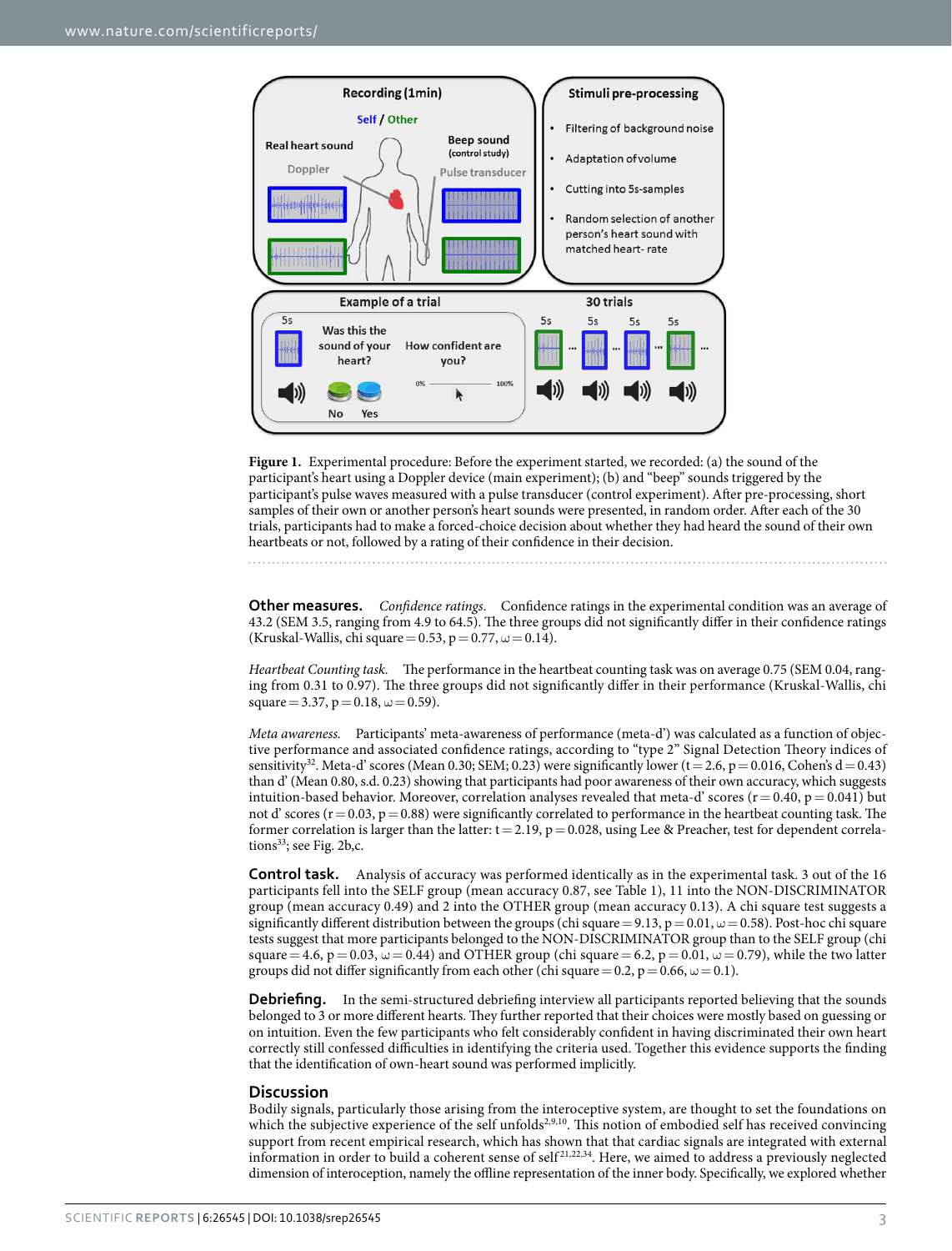**Figure 1.** Experimental procedure: Before the experiment started, we recorded: (a) the sound of the participant's heart using a Doppler device (main experiment); (b) and "beep" sounds triggered by the participant's pulse waves measured with a pulse transducer (control experiment). After pre-processing, short samples of their own or another person's heart sounds were presented, in random order. After each of the 30 trials, participants had to make a forced-choice decision about whether they had heard the sound of their own heartbeats or not, followed by a rating of their confidence in their decision.

**Other measures.** *Confidence ratings.* Confidence ratings in the experimental condition was an average of 43.2 (SEM 3.5, ranging from 4.9 to 64.5). The three groups did not significantly differ in their confidence ratings (Kruskal-Wallis, chi square = 0.53, $p = 0.77$, $\omega = 0.14$).

*Heartbeat Counting task.* The performance in the heartbeat counting task was on average 0.75 (SEM 0.04, ranging from 0.31 to 0.97). The three groups did not significantly differ in their performance (Kruskal-Wallis, chi square = 3.37, $p = 0.18$, $\omega = 0.59$).

*Meta awareness.* Participants' meta-awareness of performance (meta-d') was calculated as a function of objective performance and associated confidence ratings, according to "type 2" Signal Detection Theory indices of sensitivity[32]. Meta-d' scores (Mean 0.30; SEM; 0.23) were significantly lower ($t = 2.6$, $p = 0.016$, Cohen's $d = 0.43$) than d' (Mean 0.80, s.d. 0.23) showing that participants had poor awareness of their own accuracy, which suggests intuition-based behavior. Moreover, correlation analyses revealed that meta-d' scores ($r = 0.40$, $p = 0.041$) but not d' scores ($r = 0.03$, $p = 0.88$) were significantly correlated to performance in the heartbeat counting task. The former correlation is larger than the latter: $t = 2.19$, $p = 0.028$, using Lee & Preacher, test for dependent correlations[33]; see Fig. 2b,c.

**Control task.** Analysis of accuracy was performed identically as in the experimental task. 3 out of the 16 participants fell into the SELF group (mean accuracy 0.87, see Table 1), 11 into the NON-DISCRIMINATOR group (mean accuracy 0.49) and 2 into the OTHER group (mean accuracy 0.13). A chi square test suggests a significantly different distribution between the groups (chi square = 9.13, $p = 0.01$, $\omega = 0.58$). Post-hoc chi square tests suggest that more participants belonged to the NON-DISCRIMINATOR group than to the SELF group (chi square = 4.6, $p = 0.03$, $\omega = 0.44$) and OTHER group (chi square = 6.2, $p = 0.01$, $\omega = 0.79$), while the two latter groups did not differ significantly from each other (chi square = 0.2, $p = 0.66$, $\omega = 0.1$).

**Debriefing.** In the semi-structured debriefing interview all participants reported believing that the sounds belonged to 3 or more different hearts. They further reported that their choices were mostly based on guessing or on intuition. Even the few participants who felt considerably confident in having discriminated their own heart correctly still confessed difficulties in identifying the criteria used. Together this evidence supports the finding that the identification of own-heart sound was performed implicitly.

## Discussion

Bodily signals, particularly those arising from the interoceptive system, are thought to set the foundations on which the subjective experience of the self unfolds[2,9,10]. This notion of embodied self has received convincing support from recent empirical research, which has shown that that cardiac signals are integrated with external information in order to build a coherent sense of self[21,22,34]. Here, we aimed to address a previously neglected dimension of interoception, namely the offline representation of the inner body. Specifically, we explored whether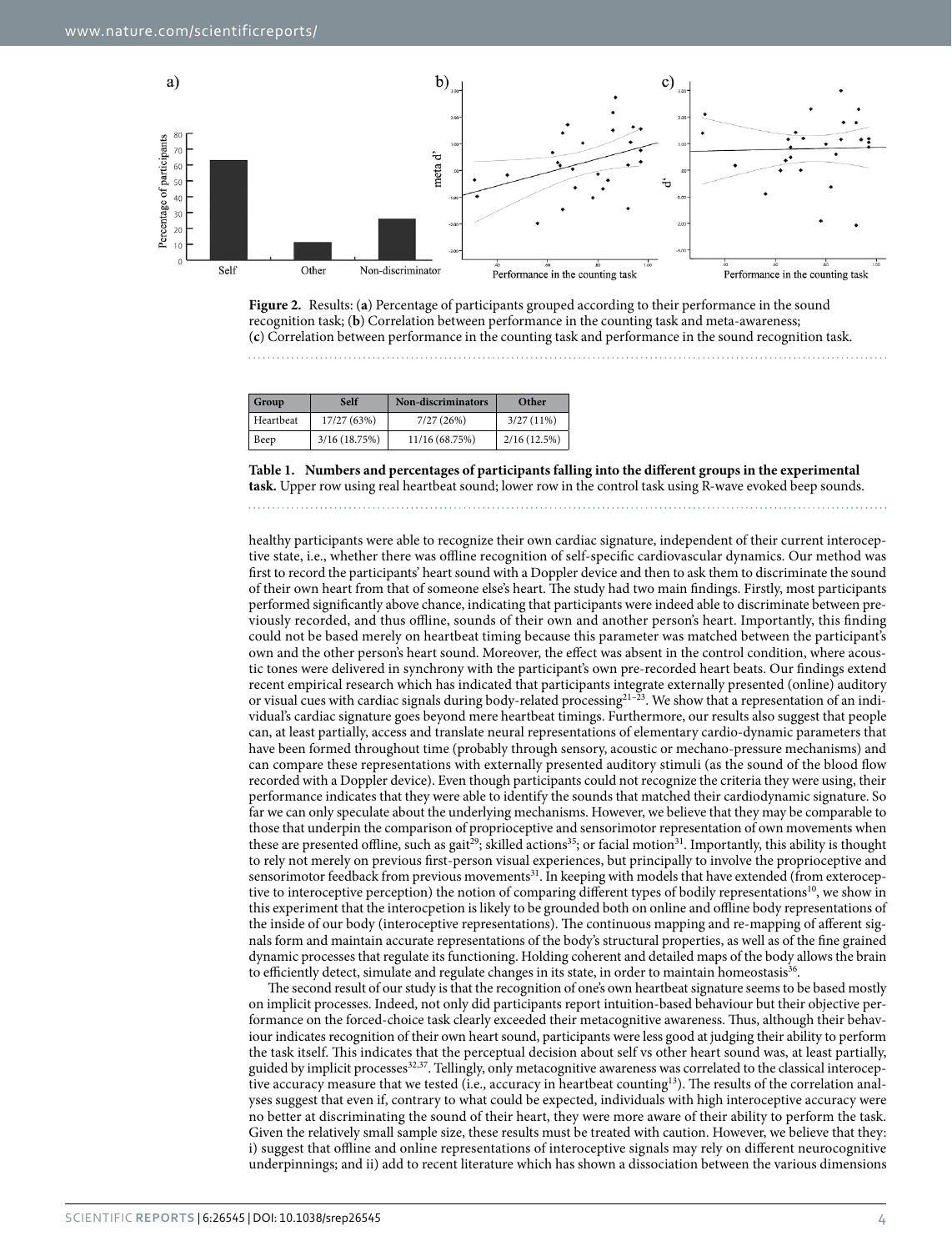Figure 2. Results: (a) Percentage of participants grouped according to their performance in the sound recognition task; (b) Correlation between performance in the counting task and meta-awareness; (c) Correlation between performance in the counting task and performance in the sound recognition task.

| Group | Self | Non-discriminators | Other |
|---|---|---|---|
| Heartbeat | 17/27 (63%) | 7/27 (26%) | 3/27 (11%) |
| Beep | 3/16 (18.75%) | 11/16 (68.75%) | 2/16 (12.5%) |

**Table 1. Numbers and percentages of participants falling into the different groups in the experimental task.** Upper row using real heartbeat sound; lower row in the control task using R-wave evoked beep sounds.

healthy participants were able to recognize their own cardiac signature, independent of their current interoceptive state, i.e., whether there was offline recognition of self-specific cardiovascular dynamics. Our method was first to record the participants' heart sound with a Doppler device and then to ask them to discriminate the sound of their own heart from that of someone else's heart. The study had two main findings. Firstly, most participants performed significantly above chance, indicating that participants were indeed able to discriminate between previously recorded, and thus offline, sounds of their own and another person's heart. Importantly, this finding could not be based merely on heartbeat timing because this parameter was matched between the participant's own and the other person's heart sound. Moreover, the effect was absent in the control condition, where acoustic tones were delivered in synchrony with the participant's own pre-recorded heart beats. Our findings extend recent empirical research which has indicated that participants integrate externally presented (online) auditory or visual cues with cardiac signals during body-related processing[21–23]. We show that a representation of an individual's cardiac signature goes beyond mere heartbeat timings. Furthermore, our results also suggest that people can, at least partially, access and translate neural representations of elementary cardio-dynamic parameters that have been formed throughout time (probably through sensory, acoustic or mechano-pressure mechanisms) and can compare these representations with externally presented auditory stimuli (as the sound of the blood flow recorded with a Doppler device). Even though participants could not recognize the criteria they were using, their performance indicates that they were able to identify the sounds that matched their cardiodynamic signature. So far we can only speculate about the underlying mechanisms. However, we believe that they may be comparable to those that underpin the comparison of proprioceptive and sensorimotor representation of own movements when these are presented offline, such as gait[29]; skilled actions[35]; or facial motion[31]. Importantly, this ability is thought to rely not merely on previous first-person visual experiences, but principally to involve the proprioceptive and sensorimotor feedback from previous movements[31]. In keeping with models that have extended (from exteroceptive to interoceptive perception) the notion of comparing different types of bodily representations[10], we show in this experiment that the interocpetion is likely to be grounded both on online and offline body representations of the inside of our body (interoceptive representations). The continuous mapping and re-mapping of afferent signals form and maintain accurate representations of the body's structural properties, as well as of the fine grained dynamic processes that regulate its functioning. Holding coherent and detailed maps of the body allows the brain to efficiently detect, simulate and regulate changes in its state, in order to maintain homeostasis[36].

The second result of our study is that the recognition of one's own heartbeat signature seems to be based mostly on implicit processes. Indeed, not only did participants report intuition-based behaviour but their objective performance on the forced-choice task clearly exceeded their metacognitive awareness. Thus, although their behaviour indicates recognition of their own heart sound, participants were less good at judging their ability to perform the task itself. This indicates that the perceptual decision about self vs other heart sound was, at least partially, guided by implicit processes[32,37]. Tellingly, only metacognitive awareness was correlated to the classical interoceptive accuracy measure that we tested (i.e., accuracy in heartbeat counting[13]). The results of the correlation analyses suggest that even if, contrary to what could be expected, individuals with high interoceptive accuracy were no better at discriminating the sound of their heart, they were more aware of their ability to perform the task. Given the relatively small sample size, these results must be treated with caution. However, we believe that they: i) suggest that offline and online representations of interoceptive signals may rely on different neurocognitive underpinnings; and ii) add to recent literature which has shown a dissociation between the various dimensions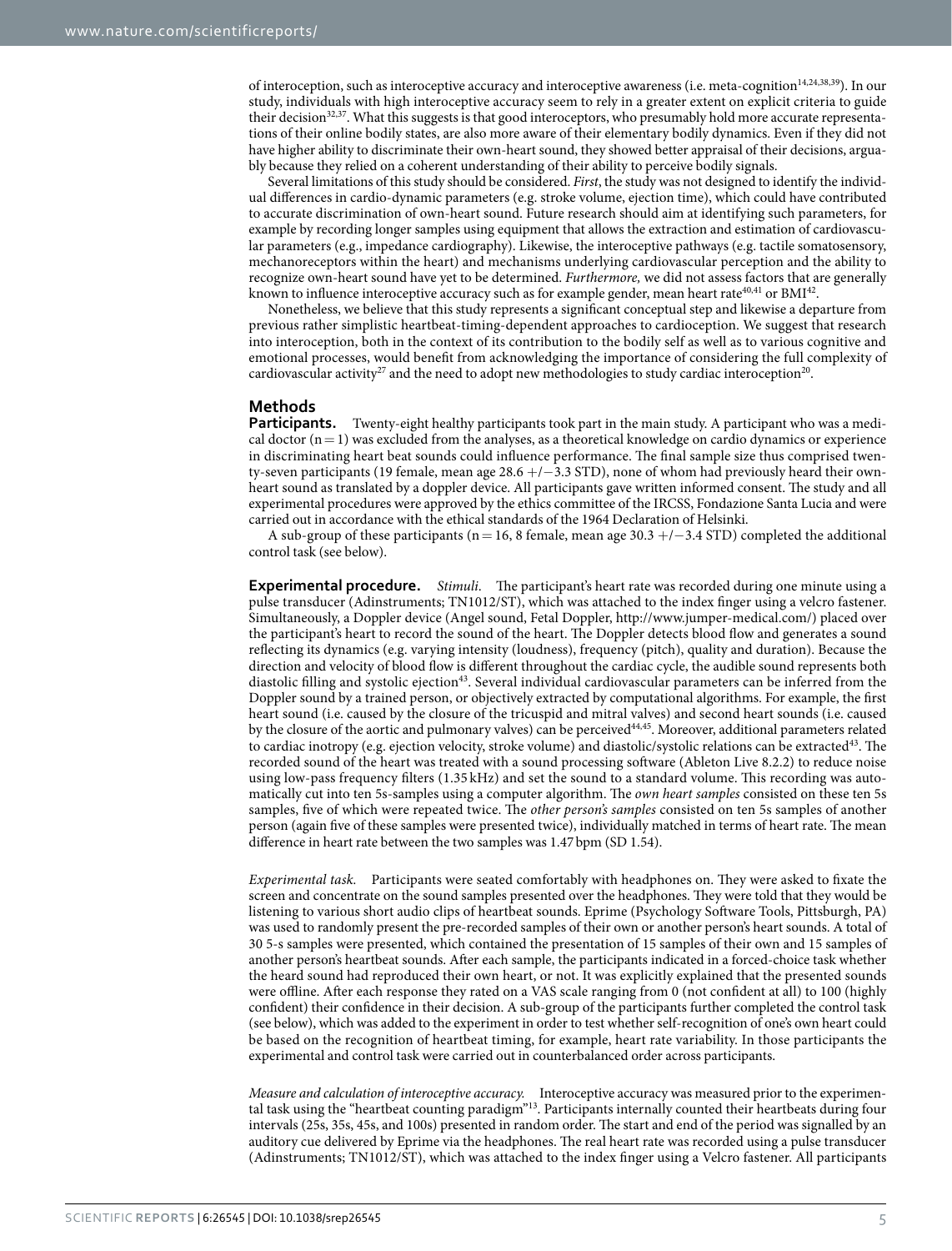of interoception, such as interoceptive accuracy and interoceptive awareness (i.e. meta-cognition[14,24,38,39]). In our study, individuals with high interoceptive accuracy seem to rely in a greater extent on explicit criteria to guide their decision[32,37]. What this suggests is that good interoceptors, who presumably hold more accurate representations of their online bodily states, are also more aware of their elementary bodily dynamics. Even if they did not have higher ability to discriminate their own-heart sound, they showed better appraisal of their decisions, arguably because they relied on a coherent understanding of their ability to perceive bodily signals.

Several limitations of this study should be considered. *First*, the study was not designed to identify the individual differences in cardio-dynamic parameters (e.g. stroke volume, ejection time), which could have contributed to accurate discrimination of own-heart sound. Future research should aim at identifying such parameters, for example by recording longer samples using equipment that allows the extraction and estimation of cardiovascular parameters (e.g., impedance cardiography). Likewise, the interoceptive pathways (e.g. tactile somatosensory, mechanoreceptors within the heart) and mechanisms underlying cardiovascular perception and the ability to recognize own-heart sound have yet to be determined. *Furthermore,* we did not assess factors that are generally known to influence interoceptive accuracy such as for example gender, mean heart rate[40,41] or BMI[42].

Nonetheless, we believe that this study represents a significant conceptual step and likewise a departure from previous rather simplistic heartbeat-timing-dependent approaches to cardioception. We suggest that research into interoception, both in the context of its contribution to the bodily self as well as to various cognitive and emotional processes, would benefit from acknowledging the importance of considering the full complexity of cardiovascular activity[27] and the need to adopt new methodologies to study cardiac interoception[20].

## Methods

**Participants.** Twenty-eight healthy participants took part in the main study. A participant who was a medical doctor (n = 1) was excluded from the analyses, as a theoretical knowledge on cardio dynamics or experience in discriminating heart beat sounds could influence performance. The final sample size thus comprised twenty-seven participants (19 female, mean age 28.6 +/−3.3 STD), none of whom had previously heard their own-heart sound as translated by a doppler device. All participants gave written informed consent. The study and all experimental procedures were approved by the ethics committee of the IRCSS, Fondazione Santa Lucia and were carried out in accordance with the ethical standards of the 1964 Declaration of Helsinki.

A sub-group of these participants (n = 16, 8 female, mean age 30.3 +/−3.4 STD) completed the additional control task (see below).

**Experimental procedure.** *Stimuli.* The participant's heart rate was recorded during one minute using a pulse transducer (Adinstruments; TN1012/ST), which was attached to the index finger using a velcro fastener. Simultaneously, a Doppler device (Angel sound, Fetal Doppler, http://www.jumper-medical.com/) placed over the participant's heart to record the sound of the heart. The Doppler detects blood flow and generates a sound reflecting its dynamics (e.g. varying intensity (loudness), frequency (pitch), quality and duration). Because the direction and velocity of blood flow is different throughout the cardiac cycle, the audible sound represents both diastolic filling and systolic ejection[43]. Several individual cardiovascular parameters can be inferred from the Doppler sound by a trained person, or objectively extracted by computational algorithms. For example, the first heart sound (i.e. caused by the closure of the tricuspid and mitral valves) and second heart sounds (i.e. caused by the closure of the aortic and pulmonary valves) can be perceived[44,45]. Moreover, additional parameters related to cardiac inotropy (e.g. ejection velocity, stroke volume) and diastolic/systolic relations can be extracted[43]. The recorded sound of the heart was treated with a sound processing software (Ableton Live 8.2.2) to reduce noise using low-pass frequency filters (1.35 kHz) and set the sound to a standard volume. This recording was automatically cut into ten 5s-samples using a computer algorithm. The *own heart samples* consisted on these ten 5s samples, five of which were repeated twice. The *other person's samples* consisted on ten 5s samples of another person (again five of these samples were presented twice), individually matched in terms of heart rate. The mean difference in heart rate between the two samples was 1.47 bpm (SD 1.54).

*Experimental task.* Participants were seated comfortably with headphones on. They were asked to fixate the screen and concentrate on the sound samples presented over the headphones. They were told that they would be listening to various short audio clips of heartbeat sounds. Eprime (Psychology Software Tools, Pittsburgh, PA) was used to randomly present the pre-recorded samples of their own or another person's heart sounds. A total of 30 5-s samples were presented, which contained the presentation of 15 samples of their own and 15 samples of another person's heartbeat sounds. After each sample, the participants indicated in a forced-choice task whether the heard sound had reproduced their own heart, or not. It was explicitly explained that the presented sounds were offline. After each response they rated on a VAS scale ranging from 0 (not confident at all) to 100 (highly confident) their confidence in their decision. A sub-group of the participants further completed the control task (see below), which was added to the experiment in order to test whether self-recognition of one's own heart could be based on the recognition of heartbeat timing, for example, heart rate variability. In those participants the experimental and control task were carried out in counterbalanced order across participants.

*Measure and calculation of interoceptive accuracy.* Interoceptive accuracy was measured prior to the experimental task using the "heartbeat counting paradigm"[13]. Participants internally counted their heartbeats during four intervals (25s, 35s, 45s, and 100s) presented in random order. The start and end of the period was signalled by an auditory cue delivered by Eprime via the headphones. The real heart rate was recorded using a pulse transducer (Adinstruments; TN1012/ST), which was attached to the index finger using a Velcro fastener. All participants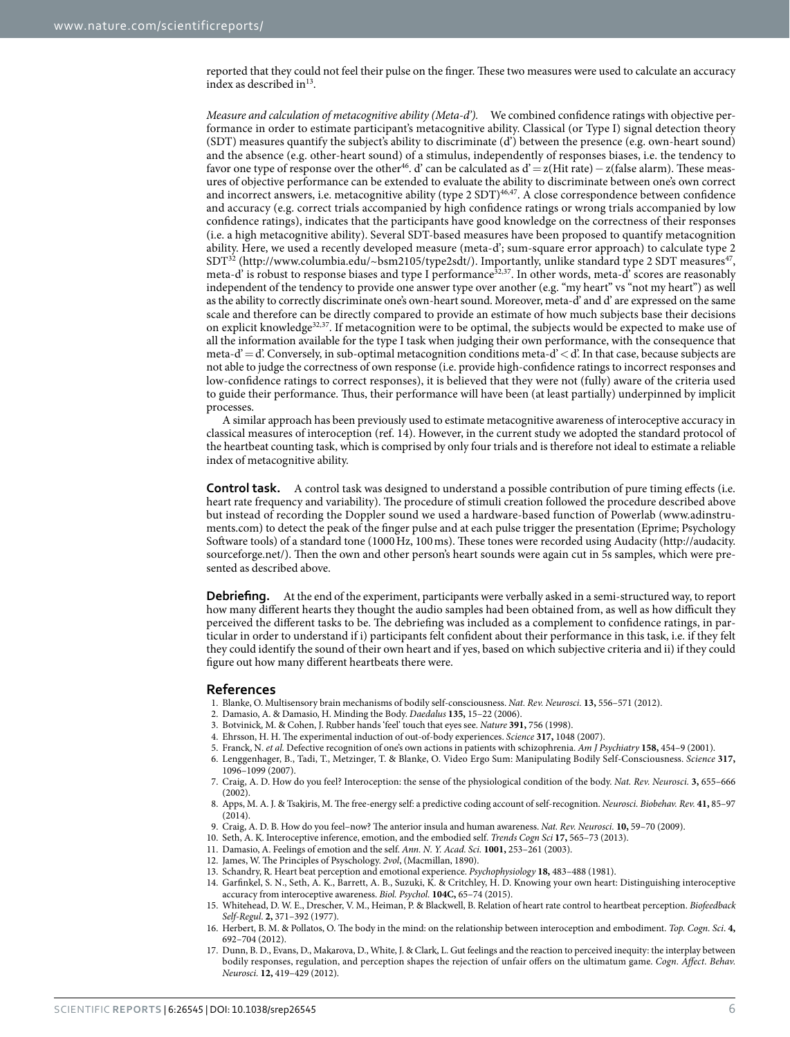reported that they could not feel their pulse on the finger. These two measures were used to calculate an accuracy index as described in[13].

*Measure and calculation of metacognitive ability (Meta-d').* We combined confidence ratings with objective performance in order to estimate participant's metacognitive ability. Classical (or Type I) signal detection theory (SDT) measures quantify the subject's ability to discriminate (d') between the presence (e.g. own-heart sound) and the absence (e.g. other-heart sound) of a stimulus, independently of responses biases, i.e. the tendency to favor one type of response over the other[46]. d' can be calculated as d' = z(Hit rate) − z(false alarm). These measures of objective performance can be extended to evaluate the ability to discriminate between one's own correct and incorrect answers, i.e. metacognitive ability (type 2 SDT)[46,47]. A close correspondence between confidence and accuracy (e.g. correct trials accompanied by high confidence ratings or wrong trials accompanied by low confidence ratings), indicates that the participants have good knowledge on the correctness of their responses (i.e. a high metacognitive ability). Several SDT-based measures have been proposed to quantify metacognition ability. Here, we used a recently developed measure (meta-d'; sum-square error approach) to calculate type 2 SDT[32] (http://www.columbia.edu/~bsm2105/type2sdt/). Importantly, unlike standard type 2 SDT measures[47], meta-d' is robust to response biases and type I performance[32,37]. In other words, meta-d' scores are reasonably independent of the tendency to provide one answer type over another (e.g. "my heart" vs "not my heart") as well as the ability to correctly discriminate one's own-heart sound. Moreover, meta-d' and d' are expressed on the same scale and therefore can be directly compared to provide an estimate of how much subjects base their decisions on explicit knowledge[32,37]. If metacognition were to be optimal, the subjects would be expected to make use of all the information available for the type I task when judging their own performance, with the consequence that meta-d' = d'. Conversely, in sub-optimal metacognition conditions meta-d' < d'. In that case, because subjects are not able to judge the correctness of own response (i.e. provide high-confidence ratings to incorrect responses and low-confidence ratings to correct responses), it is believed that they were not (fully) aware of the criteria used to guide their performance. Thus, their performance will have been (at least partially) underpinned by implicit processes.

A similar approach has been previously used to estimate metacognitive awareness of interoceptive accuracy in classical measures of interoception (ref. 14). However, in the current study we adopted the standard protocol of the heartbeat counting task, which is comprised by only four trials and is therefore not ideal to estimate a reliable index of metacognitive ability.

**Control task.** A control task was designed to understand a possible contribution of pure timing effects (i.e. heart rate frequency and variability). The procedure of stimuli creation followed the procedure described above but instead of recording the Doppler sound we used a hardware-based function of Powerlab (www.adinstruments.com) to detect the peak of the finger pulse and at each pulse trigger the presentation (Eprime; Psychology Software tools) of a standard tone (1000 Hz, 100 ms). These tones were recorded using Audacity (http://audacity.sourceforge.net/). Then the own and other person's heart sounds were again cut in 5s samples, which were presented as described above.

**Debriefing.** At the end of the experiment, participants were verbally asked in a semi-structured way, to report how many different hearts they thought the audio samples had been obtained from, as well as how difficult they perceived the different tasks to be. The debriefing was included as a complement to confidence ratings, in particular in order to understand if i) participants felt confident about their performance in this task, i.e. if they felt they could identify the sound of their own heart and if yes, based on which subjective criteria and ii) if they could figure out how many different heartbeats there were.

## References

1. Blanke, O. Multisensory brain mechanisms of bodily self-consciousness. *Nat. Rev. Neurosci.* **13,** 556–571 (2012).
2. Damasio, A. & Damasio, H. Minding the Body. *Daedalus* **135,** 15–22 (2006).
3. Botvinick, M. & Cohen, J. Rubber hands 'feel' touch that eyes see. *Nature* **391,** 756 (1998).
4. Ehrsson, H. H. The experimental induction of out-of-body experiences. *Science* **317,** 1048 (2007).
5. Franck, N. *et al.* Defective recognition of one's own actions in patients with schizophrenia. *Am J Psychiatry* **158,** 454–9 (2001).
6. Lenggenhager, B., Tadi, T., Metzinger, T. & Blanke, O. Video Ergo Sum: Manipulating Bodily Self-Consciousness. *Science* **317,** 1096–1099 (2007).
7. Craig, A. D. How do you feel? Interoception: the sense of the physiological condition of the body. *Nat. Rev. Neurosci.* **3,** 655–666 (2002).
8. Apps, M. A. J. & Tsakiris, M. The free-energy self: a predictive coding account of self-recognition. *Neurosci. Biobehav. Rev.* **41,** 85–97 (2014).
9. Craig, A. D. B. How do you feel–now? The anterior insula and human awareness. *Nat. Rev. Neurosci.* **10,** 59–70 (2009).
10. Seth, A. K. Interoceptive inference, emotion, and the embodied self. *Trends Cogn Sci* **17,** 565–73 (2013).
11. Damasio, A. Feelings of emotion and the self. *Ann. N. Y. Acad. Sci.* **1001,** 253–261 (2003).
12. James, W. The Principles of Psychology. *2vol*, (Macmillan, 1890).
13. Schandry, R. Heart beat perception and emotional experience. *Psychophysiology* **18,** 483–488 (1981).
14. Garfinkel, S. N., Seth, A. K., Barrett, A. B., Suzuki, K. & Critchley, H. D. Knowing your own heart: Distinguishing interoceptive accuracy from interoceptive awareness. *Biol. Psychol.* **104C,** 65–74 (2015).
15. Whitehead, D. W. E., Drescher, V. M., Heiman, P. & Blackwell, B. Relation of heart rate control to heartbeat perception. *Biofeedback Self-Regul.* **2,** 371–392 (1977).
16. Herbert, B. M. & Pollatos, O. The body in the mind: on the relationship between interoception and embodiment. *Top. Cogn. Sci.* **4,** 692–704 (2012).
17. Dunn, B. D., Evans, D., Makarova, D., White, J. & Clark, L. Gut feelings and the reaction to perceived inequity: the interplay between bodily responses, regulation, and perception shapes the rejection of unfair offers on the ultimatum game. *Cogn. Affect. Behav. Neurosci.* **12,** 419–429 (2012).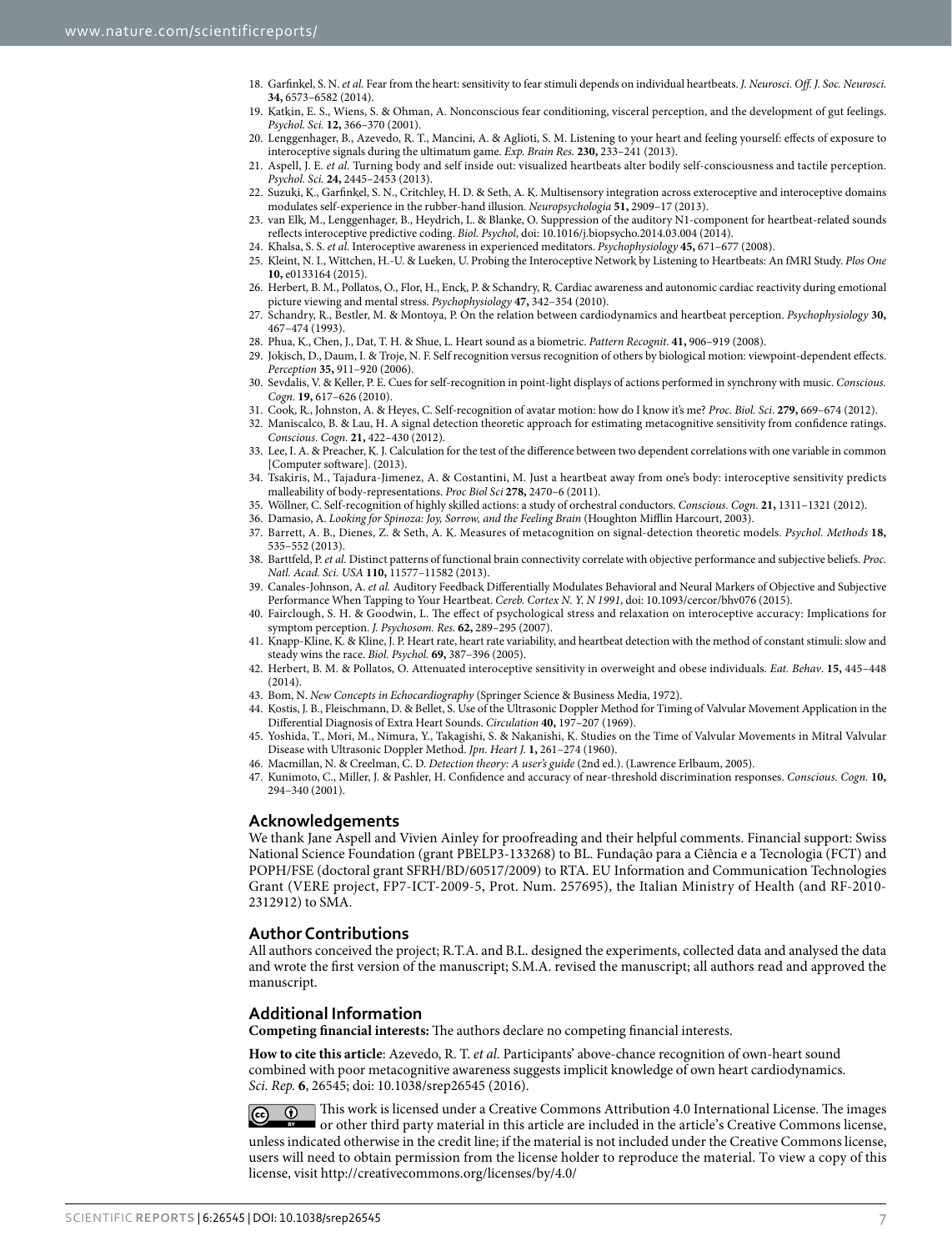18. Garfinkel, S. N. *et al.* Fear from the heart: sensitivity to fear stimuli depends on individual heartbeats. *J. Neurosci. Off. J. Soc. Neurosci.* **34,** 6573–6582 (2014).
19. Katkin, E. S., Wiens, S. & Ohman, A. Nonconscious fear conditioning, visceral perception, and the development of gut feelings. *Psychol. Sci.* **12,** 366–370 (2001).
20. Lenggenhager, B., Azevedo, R. T., Mancini, A. & Aglioti, S. M. Listening to your heart and feeling yourself: effects of exposure to interoceptive signals during the ultimatum game. *Exp. Brain Res.* **230,** 233–241 (2013).
21. Aspell, J. E. *et al.* Turning body and self inside out: visualized heartbeats alter bodily self-consciousness and tactile perception. *Psychol. Sci.* **24,** 2445–2453 (2013).
22. Suzuki, K., Garfinkel, S. N., Critchley, H. D. & Seth, A. K. Multisensory integration across exteroceptive and interoceptive domains modulates self-experience in the rubber-hand illusion. *Neuropsychologia* **51,** 2909–17 (2013).
23. van Elk, M., Lenggenhager, B., Heydrich, L. & Blanke, O. Suppression of the auditory N1-component for heartbeat-related sounds reflects interoceptive predictive coding. *Biol. Psychol*, doi: 10.1016/j.biopsycho.2014.03.004 (2014).
24. Khalsa, S. S. *et al.* Interoceptive awareness in experienced meditators. *Psychophysiology* **45,** 671–677 (2008).
25. Kleint, N. I., Wittchen, H.-U. & Lueken, U. Probing the Interoceptive Network by Listening to Heartbeats: An fMRI Study. *Plos One* **10,** e0133164 (2015).
26. Herbert, B. M., Pollatos, O., Flor, H., Enck, P. & Schandry, R. Cardiac awareness and autonomic cardiac reactivity during emotional picture viewing and mental stress. *Psychophysiology* **47,** 342–354 (2010).
27. Schandry, R., Bestler, M. & Montoya, P. On the relation between cardiodynamics and heartbeat perception. *Psychophysiology* **30,** 467–474 (1993).
28. Phua, K., Chen, J., Dat, T. H. & Shue, L. Heart sound as a biometric. *Pattern Recognit.* **41,** 906–919 (2008).
29. Jokisch, D., Daum, I. & Troje, N. F. Self recognition versus recognition of others by biological motion: viewpoint-dependent effects. *Perception* **35,** 911–920 (2006).
30. Sevdalis, V. & Keller, P. E. Cues for self-recognition in point-light displays of actions performed in synchrony with music. *Conscious. Cogn.* **19,** 617–626 (2010).
31. Cook, R., Johnston, A. & Heyes, C. Self-recognition of avatar motion: how do I know it's me? *Proc. Biol. Sci*. **279,** 669–674 (2012).
32. Maniscalco, B. & Lau, H. A signal detection theoretic approach for estimating metacognitive sensitivity from confidence ratings. *Conscious. Cogn.* **21,** 422–430 (2012).
33. Lee, I. A. & Preacher, K. J. Calculation for the test of the difference between two dependent correlations with one variable in common [Computer software]. (2013).
34. Tsakiris, M., Tajadura-Jimenez, A. & Costantini, M. Just a heartbeat away from one's body: interoceptive sensitivity predicts malleability of body-representations. *Proc Biol Sci* **278,** 2470–6 (2011).
35. Wöllner, C. Self-recognition of highly skilled actions: a study of orchestral conductors. *Conscious. Cogn.* **21,** 1311–1321 (2012).
36. Damasio, A. *Looking for Spinoza: Joy, Sorrow, and the Feeling Brain* (Houghton Mifflin Harcourt, 2003).
37. Barrett, A. B., Dienes, Z. & Seth, A. K. Measures of metacognition on signal-detection theoretic models. *Psychol. Methods* **18,** 535–552 (2013).
38. Barttfeld, P. *et al.* Distinct patterns of functional brain connectivity correlate with objective performance and subjective beliefs. *Proc. Natl. Acad. Sci. USA* **110,** 11577–11582 (2013).
39. Canales-Johnson, A. *et al.* Auditory Feedback Differentially Modulates Behavioral and Neural Markers of Objective and Subjective Performance When Tapping to Your Heartbeat. *Cereb. Cortex N. Y. N 1991*, doi: 10.1093/cercor/bhv076 (2015).
40. Fairclough, S. H. & Goodwin, L. The effect of psychological stress and relaxation on interoceptive accuracy: Implications for symptom perception. *J. Psychosom. Res.* **62,** 289–295 (2007).
41. Knapp-Kline, K. & Kline, J. P. Heart rate, heart rate variability, and heartbeat detection with the method of constant stimuli: slow and steady wins the race. *Biol. Psychol.* **69,** 387–396 (2005).
42. Herbert, B. M. & Pollatos, O. Attenuated interoceptive sensitivity in overweight and obese individuals. *Eat. Behav*. **15,** 445–448 (2014).
43. Bom, N. *New Concepts in Echocardiography* (Springer Science & Business Media, 1972).
44. Kostis, J. B., Fleischmann, D. & Bellet, S. Use of the Ultrasonic Doppler Method for Timing of Valvular Movement Application in the Differential Diagnosis of Extra Heart Sounds. *Circulation* **40,** 197–207 (1969).
45. Yoshida, T., Mori, M., Nimura, Y., Takagishi, S. & Nakanishi, K. Studies on the Time of Valvular Movements in Mitral Valvular Disease with Ultrasonic Doppler Method. *Jpn. Heart J.* **1,** 261–274 (1960).
46. Macmillan, N. & Creelman, C. D. *Detection theory: A user's guide* (2nd ed.). (Lawrence Erlbaum, 2005).
47. Kunimoto, C., Miller, J. & Pashler, H. Confidence and accuracy of near-threshold discrimination responses. *Conscious. Cogn.* **10,** 294–340 (2001).

## Acknowledgements

We thank Jane Aspell and Vivien Ainley for proofreading and their helpful comments. Financial support: Swiss National Science Foundation (grant PBELP3-133268) to BL. Fundação para a Ciência e a Tecnologia (FCT) and POPH/FSE (doctoral grant SFRH/BD/60517/2009) to RTA. EU Information and Communication Technologies Grant (VERE project, FP7-ICT-2009-5, Prot. Num. 257695), the Italian Ministry of Health (and RF-2010-2312912) to SMA.

## Author Contributions

All authors conceived the project; R.T.A. and B.L. designed the experiments, collected data and analysed the data and wrote the first version of the manuscript; S.M.A. revised the manuscript; all authors read and approved the manuscript.

## Additional Information

**Competing financial interests:** The authors declare no competing financial interests.

**How to cite this article**: Azevedo, R. T. *et al.* Participants' above-chance recognition of own-heart sound combined with poor metacognitive awareness suggests implicit knowledge of own heart cardiodynamics. *Sci. Rep.* **6**, 26545; doi: 10.1038/srep26545 (2016).

This work is licensed under a Creative Commons Attribution 4.0 International License. The images or other third party material in this article are included in the article's Creative Commons license, unless indicated otherwise in the credit line; if the material is not included under the Creative Commons license, users will need to obtain permission from the license holder to reproduce the material. To view a copy of this license, visit http://creativecommons.org/licenses/by/4.0/